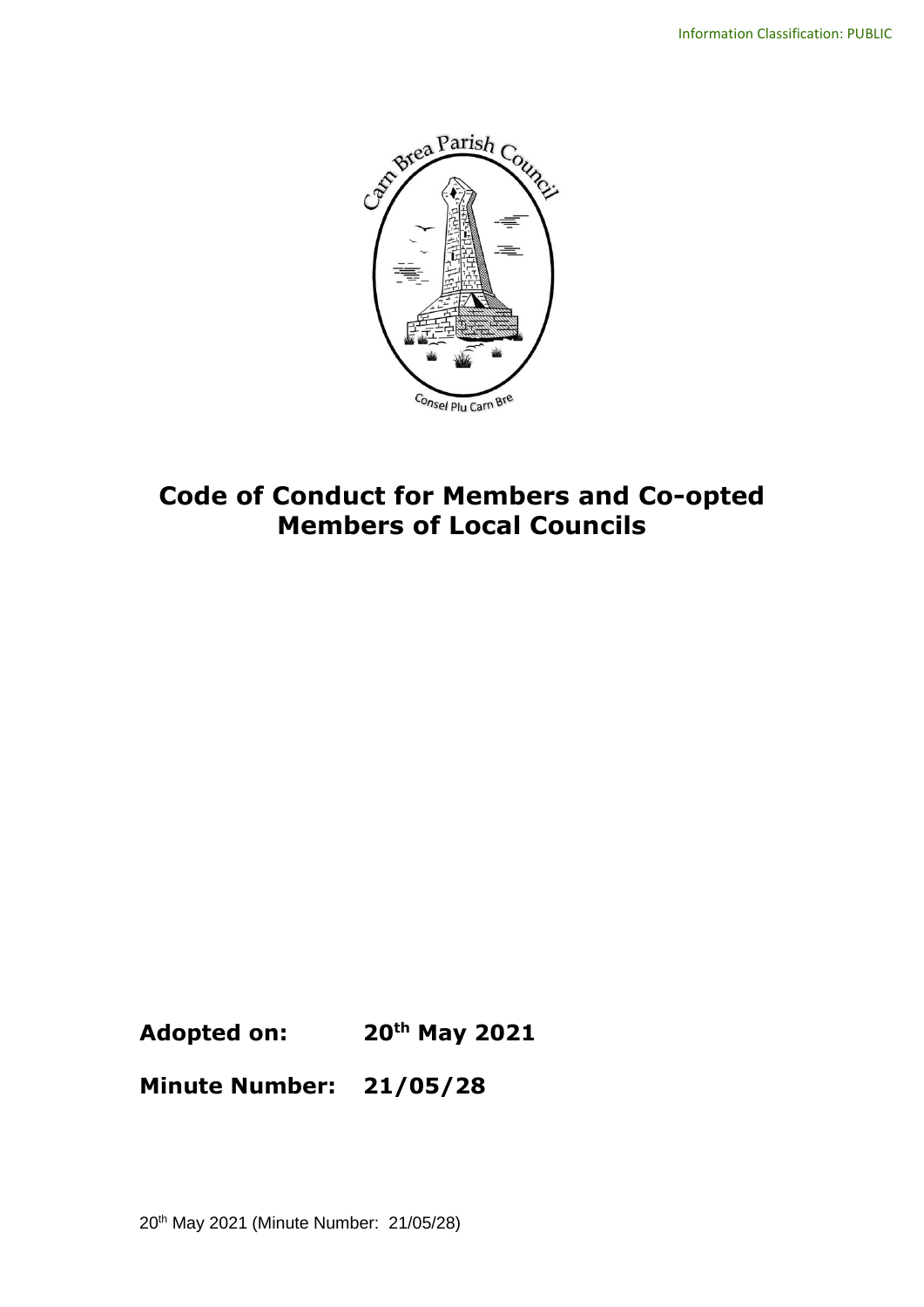# Code of Conduct for Members and Co-opted Members of Local Councils

**Adopted on:** **20th May 2021**

**Minute Number:** **21/05/28**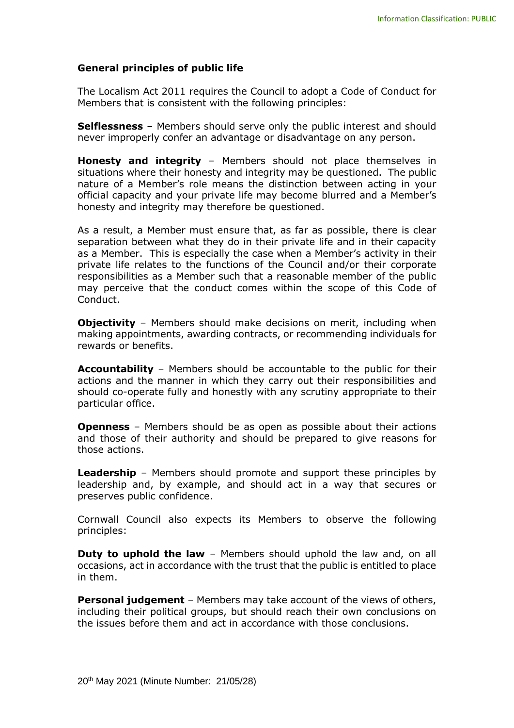## General principles of public life

The Localism Act 2011 requires the Council to adopt a Code of Conduct for Members that is consistent with the following principles:

**Selflessness** – Members should serve only the public interest and should never improperly confer an advantage or disadvantage on any person.

**Honesty and integrity** – Members should not place themselves in situations where their honesty and integrity may be questioned. The public nature of a Member's role means the distinction between acting in your official capacity and your private life may become blurred and a Member's honesty and integrity may therefore be questioned.

As a result, a Member must ensure that, as far as possible, there is clear separation between what they do in their private life and in their capacity as a Member. This is especially the case when a Member's activity in their private life relates to the functions of the Council and/or their corporate responsibilities as a Member such that a reasonable member of the public may perceive that the conduct comes within the scope of this Code of Conduct.

**Objectivity** – Members should make decisions on merit, including when making appointments, awarding contracts, or recommending individuals for rewards or benefits.

**Accountability** – Members should be accountable to the public for their actions and the manner in which they carry out their responsibilities and should co-operate fully and honestly with any scrutiny appropriate to their particular office.

**Openness** – Members should be as open as possible about their actions and those of their authority and should be prepared to give reasons for those actions.

**Leadership** – Members should promote and support these principles by leadership and, by example, and should act in a way that secures or preserves public confidence.

Cornwall Council also expects its Members to observe the following principles:

**Duty to uphold the law** – Members should uphold the law and, on all occasions, act in accordance with the trust that the public is entitled to place in them.

**Personal judgement** – Members may take account of the views of others, including their political groups, but should reach their own conclusions on the issues before them and act in accordance with those conclusions.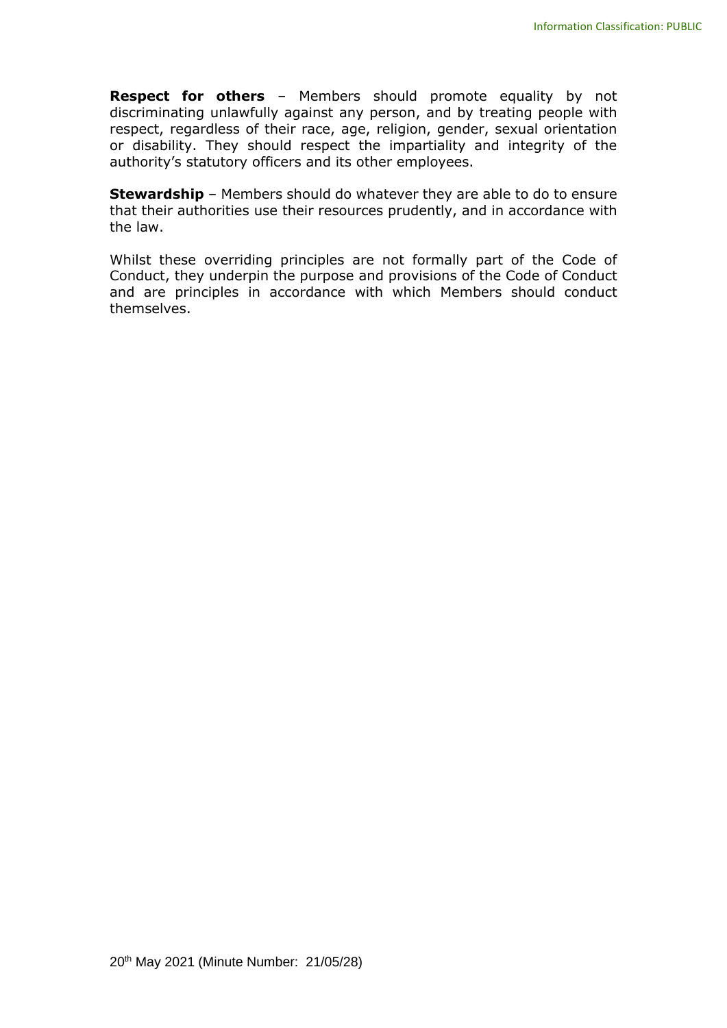**Respect for others** – Members should promote equality by not discriminating unlawfully against any person, and by treating people with respect, regardless of their race, age, religion, gender, sexual orientation or disability. They should respect the impartiality and integrity of the authority's statutory officers and its other employees.

**Stewardship** – Members should do whatever they are able to do to ensure that their authorities use their resources prudently, and in accordance with the law.

Whilst these overriding principles are not formally part of the Code of Conduct, they underpin the purpose and provisions of the Code of Conduct and are principles in accordance with which Members should conduct themselves.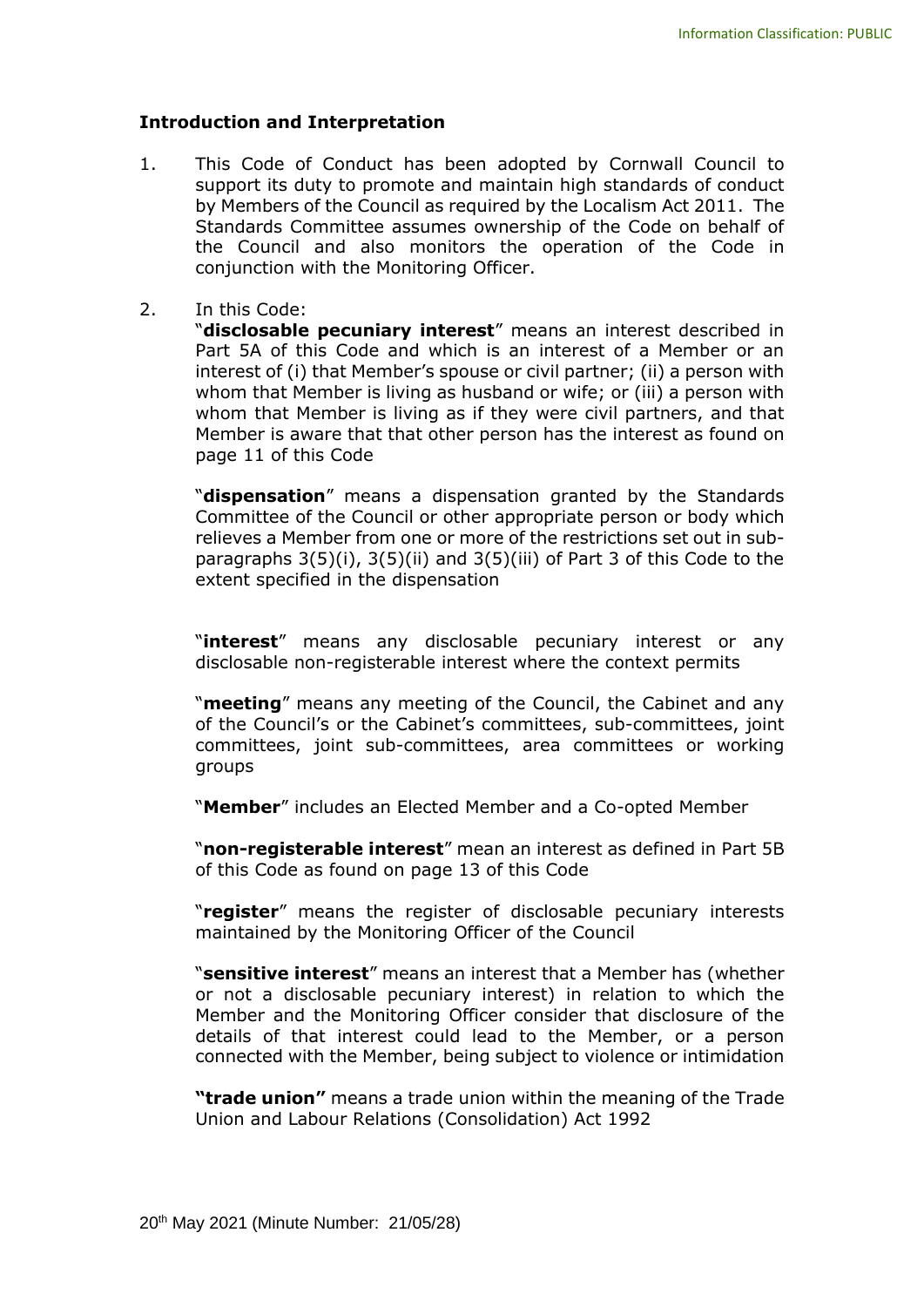**Introduction and Interpretation**

1. This Code of Conduct has been adopted by Cornwall Council to support its duty to promote and maintain high standards of conduct by Members of the Council as required by the Localism Act 2011. The Standards Committee assumes ownership of the Code on behalf of the Council and also monitors the operation of the Code in conjunction with the Monitoring Officer.

2. In this Code:

   "**disclosable pecuniary interest**" means an interest described in Part 5A of this Code and which is an interest of a Member or an interest of (i) that Member's spouse or civil partner; (ii) a person with whom that Member is living as husband or wife; or (iii) a person with whom that Member is living as if they were civil partners, and that Member is aware that that other person has the interest as found on page 11 of this Code

   "**dispensation**" means a dispensation granted by the Standards Committee of the Council or other appropriate person or body which relieves a Member from one or more of the restrictions set out in sub-paragraphs 3(5)(i), 3(5)(ii) and 3(5)(iii) of Part 3 of this Code to the extent specified in the dispensation

   "**interest**" means any disclosable pecuniary interest or any disclosable non-registerable interest where the context permits

   "**meeting**" means any meeting of the Council, the Cabinet and any of the Council's or the Cabinet's committees, sub-committees, joint committees, joint sub-committees, area committees or working groups

   "**Member**" includes an Elected Member and a Co-opted Member

   "**non-registerable interest**" mean an interest as defined in Part 5B of this Code as found on page 13 of this Code

   "**register**" means the register of disclosable pecuniary interests maintained by the Monitoring Officer of the Council

   "**sensitive interest**" means an interest that a Member has (whether or not a disclosable pecuniary interest) in relation to which the Member and the Monitoring Officer consider that disclosure of the details of that interest could lead to the Member, or a person connected with the Member, being subject to violence or intimidation

   **"trade union"** means a trade union within the meaning of the Trade Union and Labour Relations (Consolidation) Act 1992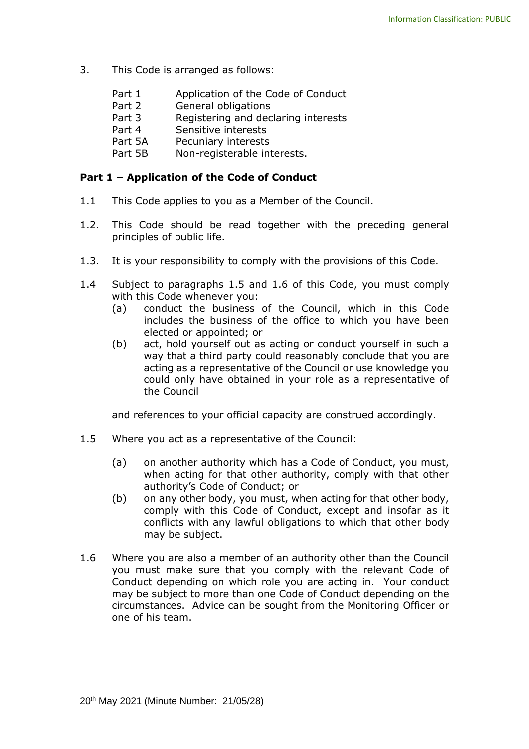3. This Code is arranged as follows:

| | |
|---|---|
| Part 1 | Application of the Code of Conduct |
| Part 2 | General obligations |
| Part 3 | Registering and declaring interests |
| Part 4 | Sensitive interests |
| Part 5A | Pecuniary interests |
| Part 5B | Non-registerable interests. |

**Part 1 – Application of the Code of Conduct**

1.1 This Code applies to you as a Member of the Council.

1.2. This Code should be read together with the preceding general principles of public life.

1.3. It is your responsibility to comply with the provisions of this Code.

1.4 Subject to paragraphs 1.5 and 1.6 of this Code, you must comply with this Code whenever you:

(a) conduct the business of the Council, which in this Code includes the business of the office to which you have been elected or appointed; or

(b) act, hold yourself out as acting or conduct yourself in such a way that a third party could reasonably conclude that you are acting as a representative of the Council or use knowledge you could only have obtained in your role as a representative of the Council

and references to your official capacity are construed accordingly.

1.5 Where you act as a representative of the Council:

(a) on another authority which has a Code of Conduct, you must, when acting for that other authority, comply with that other authority's Code of Conduct; or

(b) on any other body, you must, when acting for that other body, comply with this Code of Conduct, except and insofar as it conflicts with any lawful obligations to which that other body may be subject.

1.6 Where you are also a member of an authority other than the Council you must make sure that you comply with the relevant Code of Conduct depending on which role you are acting in. Your conduct may be subject to more than one Code of Conduct depending on the circumstances. Advice can be sought from the Monitoring Officer or one of his team.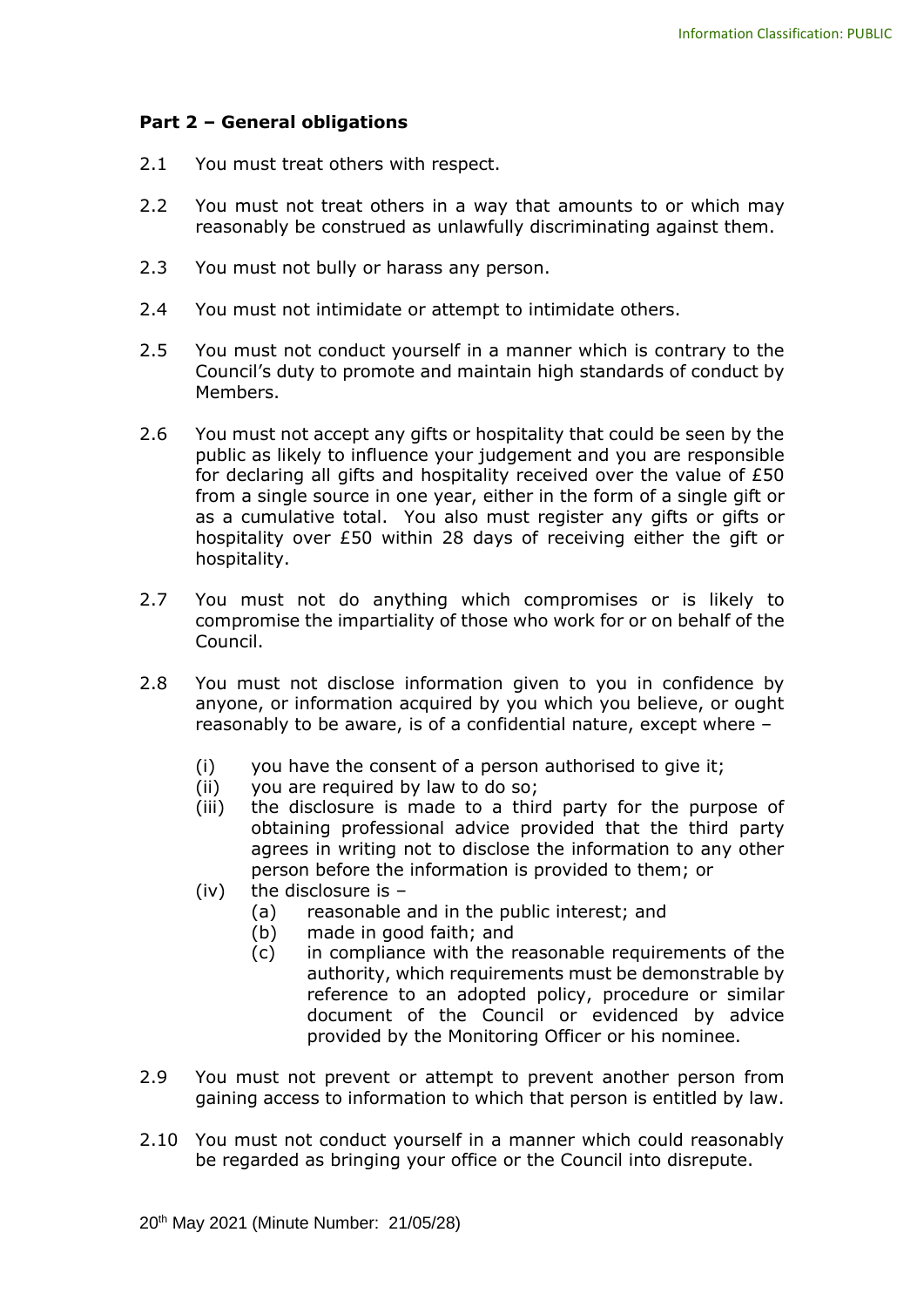### Part 2 – General obligations

2.1 You must treat others with respect.

2.2 You must not treat others in a way that amounts to or which may reasonably be construed as unlawfully discriminating against them.

2.3 You must not bully or harass any person.

2.4 You must not intimidate or attempt to intimidate others.

2.5 You must not conduct yourself in a manner which is contrary to the Council's duty to promote and maintain high standards of conduct by Members.

2.6 You must not accept any gifts or hospitality that could be seen by the public as likely to influence your judgement and you are responsible for declaring all gifts and hospitality received over the value of £50 from a single source in one year, either in the form of a single gift or as a cumulative total. You also must register any gifts or gifts or hospitality over £50 within 28 days of receiving either the gift or hospitality.

2.7 You must not do anything which compromises or is likely to compromise the impartiality of those who work for or on behalf of the Council.

2.8 You must not disclose information given to you in confidence by anyone, or information acquired by you which you believe, or ought reasonably to be aware, is of a confidential nature, except where –

- (i) you have the consent of a person authorised to give it;
- (ii) you are required by law to do so;
- (iii) the disclosure is made to a third party for the purpose of obtaining professional advice provided that the third party agrees in writing not to disclose the information to any other person before the information is provided to them; or
- (iv) the disclosure is –
  - (a) reasonable and in the public interest; and
  - (b) made in good faith; and
  - (c) in compliance with the reasonable requirements of the authority, which requirements must be demonstrable by reference to an adopted policy, procedure or similar document of the Council or evidenced by advice provided by the Monitoring Officer or his nominee.

2.9 You must not prevent or attempt to prevent another person from gaining access to information to which that person is entitled by law.

2.10 You must not conduct yourself in a manner which could reasonably be regarded as bringing your office or the Council into disrepute.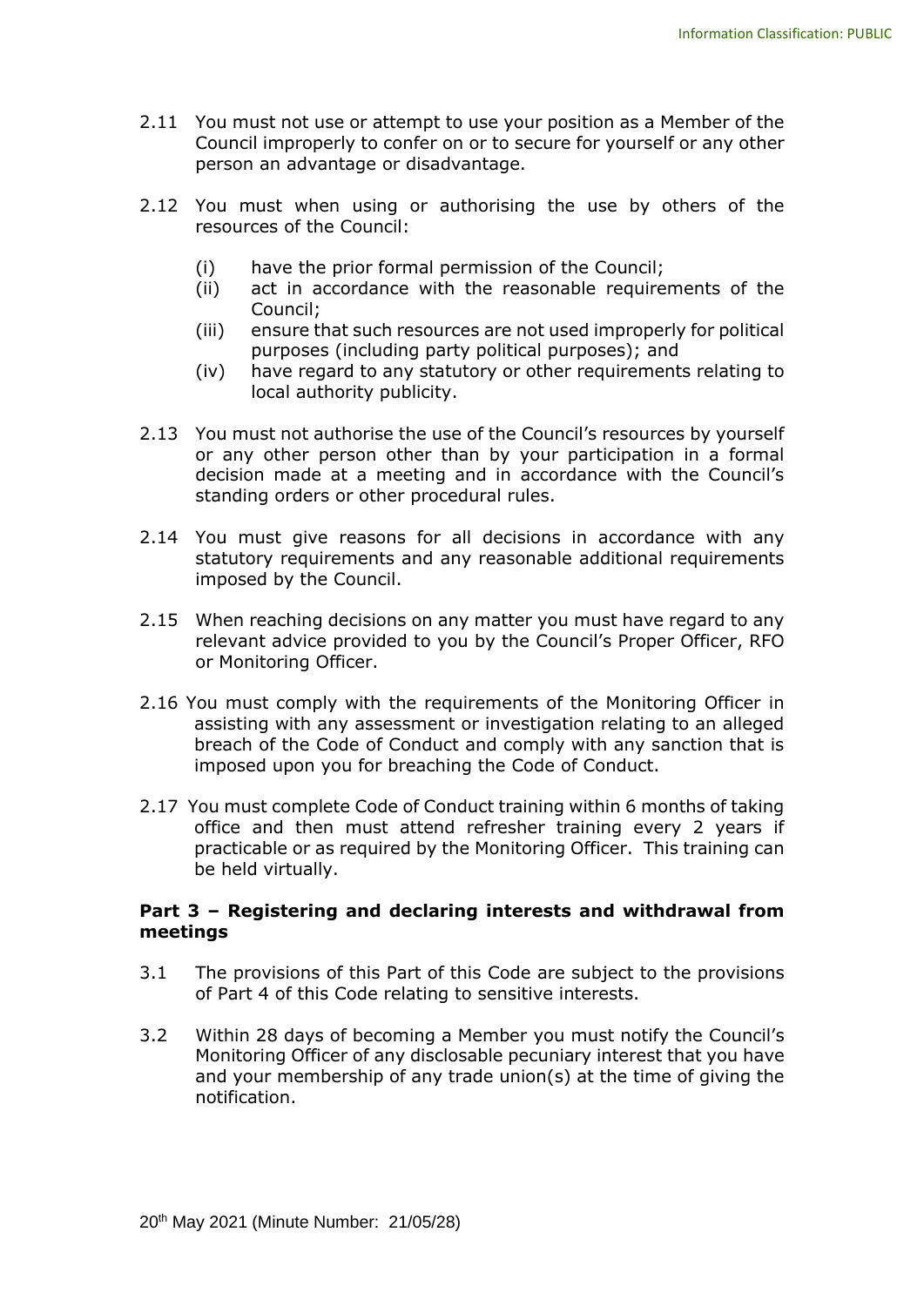2.11 You must not use or attempt to use your position as a Member of the Council improperly to confer on or to secure for yourself or any other person an advantage or disadvantage.

2.12 You must when using or authorising the use by others of the resources of the Council:

(i) have the prior formal permission of the Council;
(ii) act in accordance with the reasonable requirements of the Council;
(iii) ensure that such resources are not used improperly for political purposes (including party political purposes); and
(iv) have regard to any statutory or other requirements relating to local authority publicity.

2.13 You must not authorise the use of the Council's resources by yourself or any other person other than by your participation in a formal decision made at a meeting and in accordance with the Council's standing orders or other procedural rules.

2.14 You must give reasons for all decisions in accordance with any statutory requirements and any reasonable additional requirements imposed by the Council.

2.15 When reaching decisions on any matter you must have regard to any relevant advice provided to you by the Council's Proper Officer, RFO or Monitoring Officer.

2.16 You must comply with the requirements of the Monitoring Officer in assisting with any assessment or investigation relating to an alleged breach of the Code of Conduct and comply with any sanction that is imposed upon you for breaching the Code of Conduct.

2.17 You must complete Code of Conduct training within 6 months of taking office and then must attend refresher training every 2 years if practicable or as required by the Monitoring Officer. This training can be held virtually.

**Part 3 – Registering and declaring interests and withdrawal from meetings**

3.1 The provisions of this Part of this Code are subject to the provisions of Part 4 of this Code relating to sensitive interests.

3.2 Within 28 days of becoming a Member you must notify the Council's Monitoring Officer of any disclosable pecuniary interest that you have and your membership of any trade union(s) at the time of giving the notification.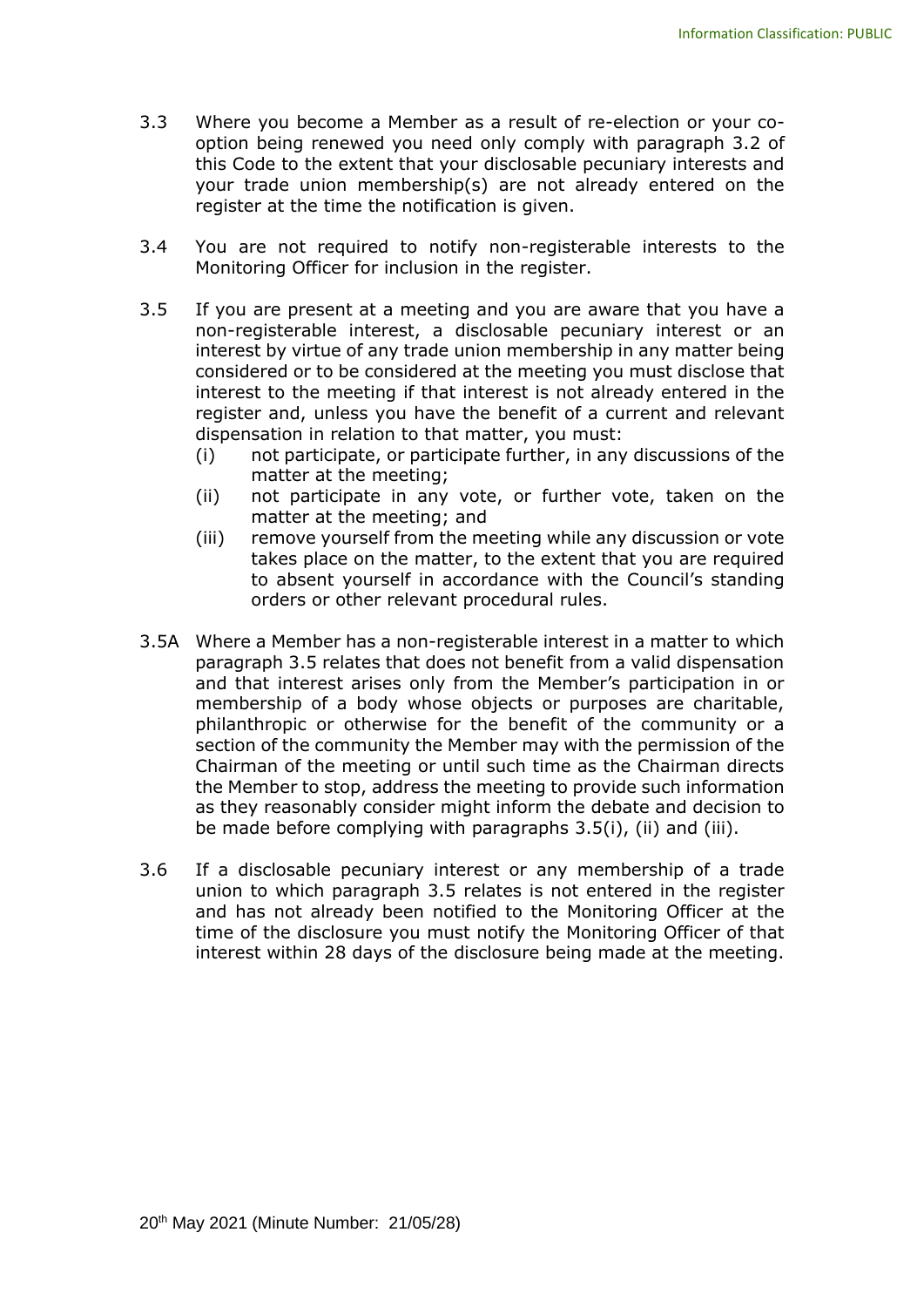3.3 Where you become a Member as a result of re-election or your co-option being renewed you need only comply with paragraph 3.2 of this Code to the extent that your disclosable pecuniary interests and your trade union membership(s) are not already entered on the register at the time the notification is given.

3.4 You are not required to notify non-registerable interests to the Monitoring Officer for inclusion in the register.

3.5 If you are present at a meeting and you are aware that you have a non-registerable interest, a disclosable pecuniary interest or an interest by virtue of any trade union membership in any matter being considered or to be considered at the meeting you must disclose that interest to the meeting if that interest is not already entered in the register and, unless you have the benefit of a current and relevant dispensation in relation to that matter, you must:

- (i) not participate, or participate further, in any discussions of the matter at the meeting;
- (ii) not participate in any vote, or further vote, taken on the matter at the meeting; and
- (iii) remove yourself from the meeting while any discussion or vote takes place on the matter, to the extent that you are required to absent yourself in accordance with the Council's standing orders or other relevant procedural rules.

3.5A Where a Member has a non-registerable interest in a matter to which paragraph 3.5 relates that does not benefit from a valid dispensation and that interest arises only from the Member's participation in or membership of a body whose objects or purposes are charitable, philanthropic or otherwise for the benefit of the community or a section of the community the Member may with the permission of the Chairman of the meeting or until such time as the Chairman directs the Member to stop, address the meeting to provide such information as they reasonably consider might inform the debate and decision to be made before complying with paragraphs 3.5(i), (ii) and (iii).

3.6 If a disclosable pecuniary interest or any membership of a trade union to which paragraph 3.5 relates is not entered in the register and has not already been notified to the Monitoring Officer at the time of the disclosure you must notify the Monitoring Officer of that interest within 28 days of the disclosure being made at the meeting.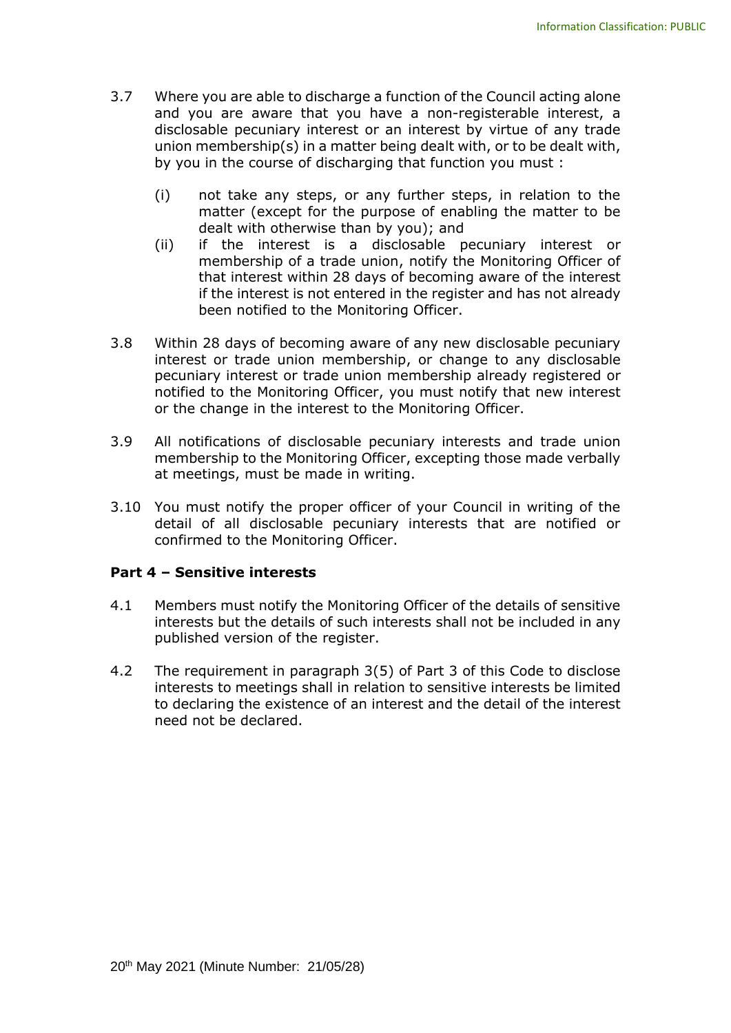3.7 Where you are able to discharge a function of the Council acting alone and you are aware that you have a non-registerable interest, a disclosable pecuniary interest or an interest by virtue of any trade union membership(s) in a matter being dealt with, or to be dealt with, by you in the course of discharging that function you must :

   (i) not take any steps, or any further steps, in relation to the matter (except for the purpose of enabling the matter to be dealt with otherwise than by you); and
   (ii) if the interest is a disclosable pecuniary interest or membership of a trade union, notify the Monitoring Officer of that interest within 28 days of becoming aware of the interest if the interest is not entered in the register and has not already been notified to the Monitoring Officer.

3.8 Within 28 days of becoming aware of any new disclosable pecuniary interest or trade union membership, or change to any disclosable pecuniary interest or trade union membership already registered or notified to the Monitoring Officer, you must notify that new interest or the change in the interest to the Monitoring Officer.

3.9 All notifications of disclosable pecuniary interests and trade union membership to the Monitoring Officer, excepting those made verbally at meetings, must be made in writing.

3.10 You must notify the proper officer of your Council in writing of the detail of all disclosable pecuniary interests that are notified or confirmed to the Monitoring Officer.

**Part 4 – Sensitive interests**

4.1 Members must notify the Monitoring Officer of the details of sensitive interests but the details of such interests shall not be included in any published version of the register.

4.2 The requirement in paragraph 3(5) of Part 3 of this Code to disclose interests to meetings shall in relation to sensitive interests be limited to declaring the existence of an interest and the detail of the interest need not be declared.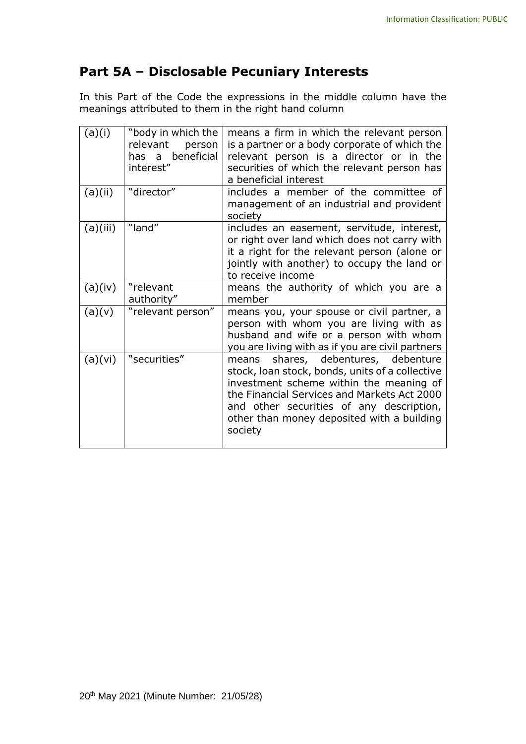## Part 5A – Disclosable Pecuniary Interests

In this Part of the Code the expressions in the middle column have the meanings attributed to them in the right hand column

| | | |
|---|---|---|
| (a)(i) | "body in which the relevant person has a beneficial interest" | means a firm in which the relevant person is a partner or a body corporate of which the relevant person is a director or in the securities of which the relevant person has a beneficial interest |
| (a)(ii) | "director" | includes a member of the committee of management of an industrial and provident society |
| (a)(iii) | "land" | includes an easement, servitude, interest, or right over land which does not carry with it a right for the relevant person (alone or jointly with another) to occupy the land or to receive income |
| (a)(iv) | "relevant authority" | means the authority of which you are a member |
| (a)(v) | "relevant person" | means you, your spouse or civil partner, a person with whom you are living with as husband and wife or a person with whom you are living with as if you are civil partners |
| (a)(vi) | "securities" | means shares, debentures, debenture stock, loan stock, bonds, units of a collective investment scheme within the meaning of the Financial Services and Markets Act 2000 and other securities of any description, other than money deposited with a building society |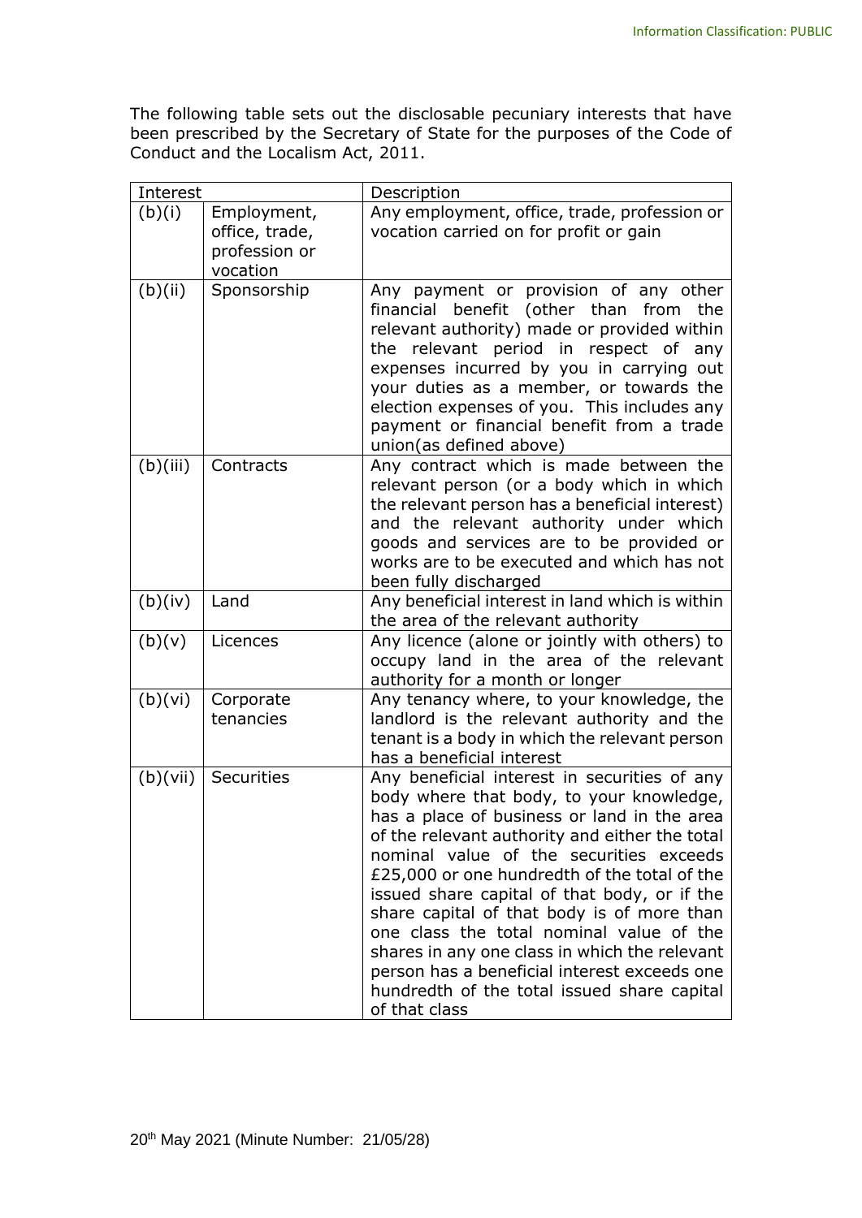The following table sets out the disclosable pecuniary interests that have been prescribed by the Secretary of State for the purposes of the Code of Conduct and the Localism Act, 2011.

| Interest | | Description |
|---|---|---|
| (b)(i) | Employment, office, trade, profession or vocation | Any employment, office, trade, profession or vocation carried on for profit or gain |
| (b)(ii) | Sponsorship | Any payment or provision of any other financial benefit (other than from the relevant authority) made or provided within the relevant period in respect of any expenses incurred by you in carrying out your duties as a member, or towards the election expenses of you. This includes any payment or financial benefit from a trade union(as defined above) |
| (b)(iii) | Contracts | Any contract which is made between the relevant person (or a body which in which the relevant person has a beneficial interest) and the relevant authority under which goods and services are to be provided or works are to be executed and which has not been fully discharged |
| (b)(iv) | Land | Any beneficial interest in land which is within the area of the relevant authority |
| (b)(v) | Licences | Any licence (alone or jointly with others) to occupy land in the area of the relevant authority for a month or longer |
| (b)(vi) | Corporate tenancies | Any tenancy where, to your knowledge, the landlord is the relevant authority and the tenant is a body in which the relevant person has a beneficial interest |
| (b)(vii) | Securities | Any beneficial interest in securities of any body where that body, to your knowledge, has a place of business or land in the area of the relevant authority and either the total nominal value of the securities exceeds £25,000 or one hundredth of the total of the issued share capital of that body, or if the share capital of that body is of more than one class the total nominal value of the shares in any one class in which the relevant person has a beneficial interest exceeds one hundredth of the total issued share capital of that class |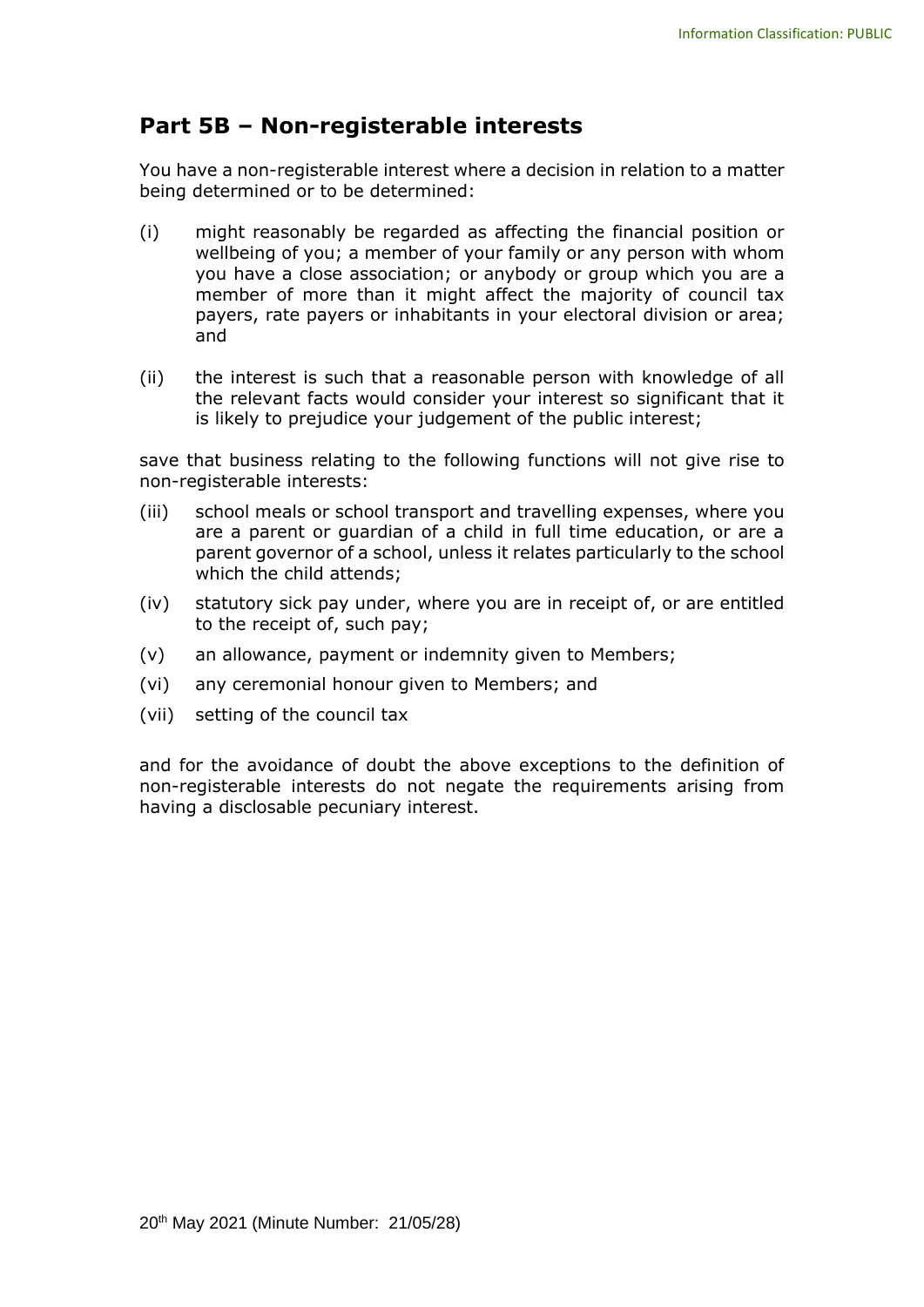## Part 5B – Non-registerable interests

You have a non-registerable interest where a decision in relation to a matter being determined or to be determined:

(i) might reasonably be regarded as affecting the financial position or wellbeing of you; a member of your family or any person with whom you have a close association; or anybody or group which you are a member of more than it might affect the majority of council tax payers, rate payers or inhabitants in your electoral division or area; and

(ii) the interest is such that a reasonable person with knowledge of all the relevant facts would consider your interest so significant that it is likely to prejudice your judgement of the public interest;

save that business relating to the following functions will not give rise to non-registerable interests:

(iii) school meals or school transport and travelling expenses, where you are a parent or guardian of a child in full time education, or are a parent governor of a school, unless it relates particularly to the school which the child attends;

(iv) statutory sick pay under, where you are in receipt of, or are entitled to the receipt of, such pay;

(v) an allowance, payment or indemnity given to Members;

(vi) any ceremonial honour given to Members; and

(vii) setting of the council tax

and for the avoidance of doubt the above exceptions to the definition of non-registerable interests do not negate the requirements arising from having a disclosable pecuniary interest.

20th May 2021 (Minute Number: 21/05/28)